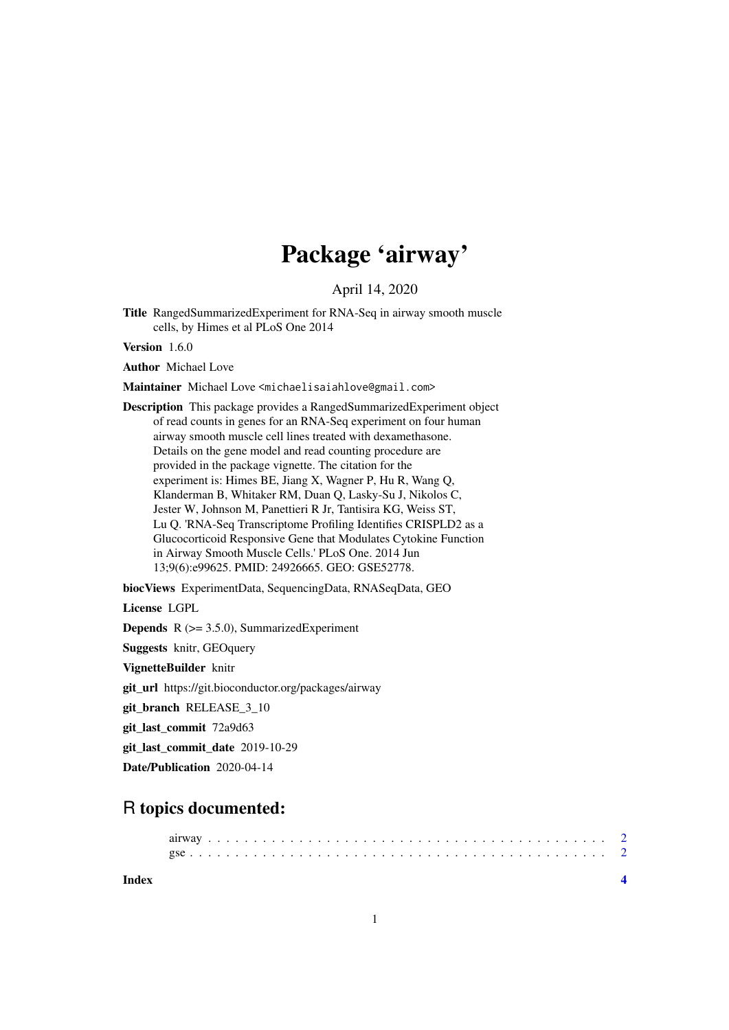# Package 'airway'

April 14, 2020

**Title** RangedSummarizedExperiment for RNA-Seq in airway smooth muscle cells, by Himes et al PLoS One 2014

**Version** 1.6.0

**Author** Michael Love

**Maintainer** Michael Love <michaelisaiahlove@gmail.com>

**Description** This package provides a RangedSummarizedExperiment object of read counts in genes for an RNA-Seq experiment on four human airway smooth muscle cell lines treated with dexamethasone. Details on the gene model and read counting procedure are provided in the package vignette. The citation for the experiment is: Himes BE, Jiang X, Wagner P, Hu R, Wang Q, Klanderman B, Whitaker RM, Duan Q, Lasky-Su J, Nikolos C, Jester W, Johnson M, Panettieri R Jr, Tantisira KG, Weiss ST, Lu Q. 'RNA-Seq Transcriptome Profiling Identifies CRISPLD2 as a Glucocorticoid Responsive Gene that Modulates Cytokine Function in Airway Smooth Muscle Cells.' PLoS One. 2014 Jun 13;9(6):e99625. PMID: 24926665. GEO: GSE52778.

**biocViews** ExperimentData, SequencingData, RNASeqData, GEO

**License** LGPL

**Depends** R (>= 3.5.0), SummarizedExperiment

**Suggests** knitr, GEOquery

**VignetteBuilder** knitr

**git_url** https://git.bioconductor.org/packages/airway

**git_branch** RELEASE_3_10

**git_last_commit** 72a9d63

**git_last_commit_date** 2019-10-29

**Date/Publication** 2020-04-14

## R topics documented:

airway . . . . . . . . . . . . . . . . . . . . . . . . . . . . . . . . . . . . . . . . . . 2
gse . . . . . . . . . . . . . . . . . . . . . . . . . . . . . . . . . . . . . . . . . . . 2

**Index** **4**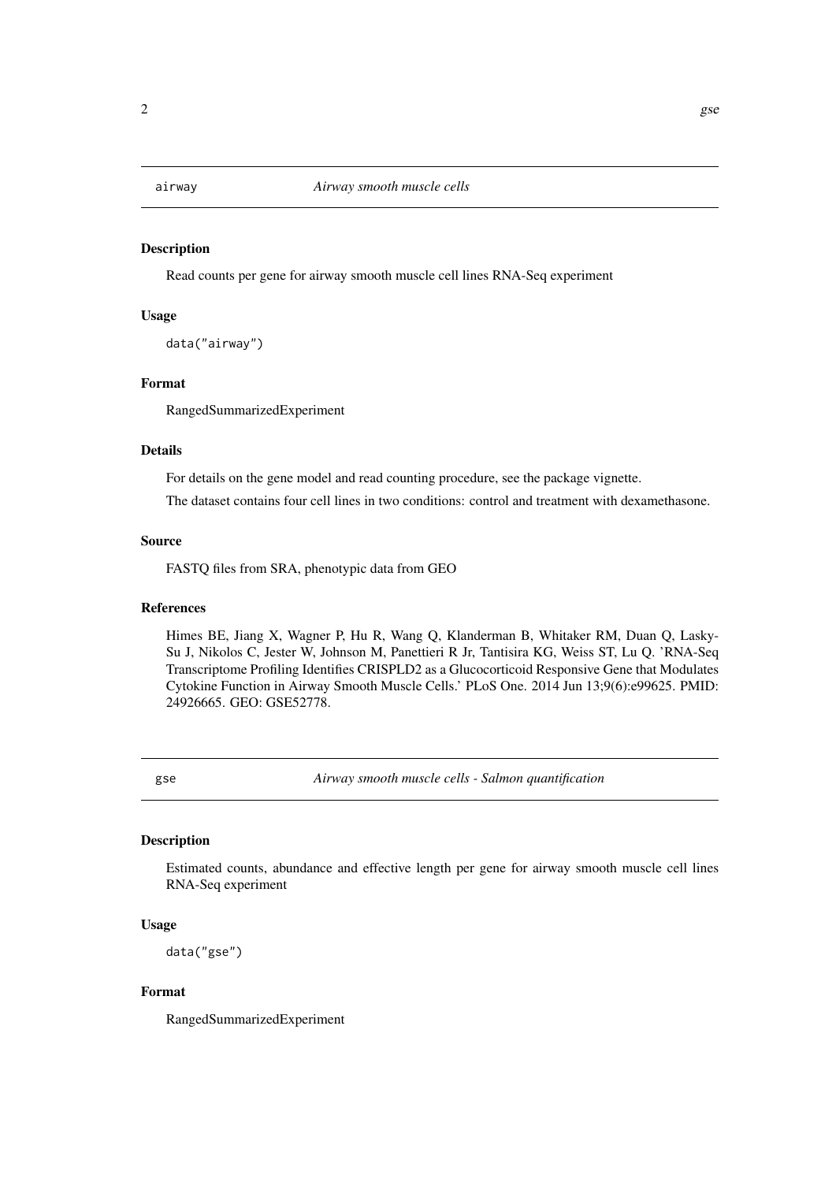## airway — *Airway smooth muscle cells*

### Description

Read counts per gene for airway smooth muscle cell lines RNA-Seq experiment

### Usage

```
data("airway")
```

### Format

RangedSummarizedExperiment

### Details

For details on the gene model and read counting procedure, see the package vignette.

The dataset contains four cell lines in two conditions: control and treatment with dexamethasone.

### Source

FASTQ files from SRA, phenotypic data from GEO

### References

Himes BE, Jiang X, Wagner P, Hu R, Wang Q, Klanderman B, Whitaker RM, Duan Q, Lasky-Su J, Nikolos C, Jester W, Johnson M, Panettieri R Jr, Tantisira KG, Weiss ST, Lu Q. 'RNA-Seq Transcriptome Profiling Identifies CRISPLD2 as a Glucocorticoid Responsive Gene that Modulates Cytokine Function in Airway Smooth Muscle Cells.' PLoS One. 2014 Jun 13;9(6):e99625. PMID: 24926665. GEO: GSE52778.

## gse — *Airway smooth muscle cells - Salmon quantification*

### Description

Estimated counts, abundance and effective length per gene for airway smooth muscle cell lines RNA-Seq experiment

### Usage

```
data("gse")
```

### Format

RangedSummarizedExperiment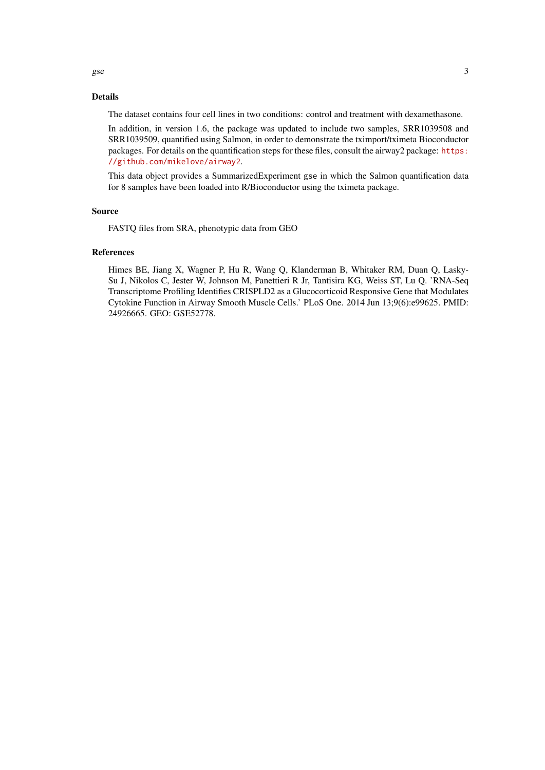## Details

The dataset contains four cell lines in two conditions: control and treatment with dexamethasone.

In addition, in version 1.6, the package was updated to include two samples, SRR1039508 and SRR1039509, quantified using Salmon, in order to demonstrate the tximport/tximeta Bioconductor packages. For details on the quantification steps for these files, consult the airway2 package: `https://github.com/mikelove/airway2`.

This data object provides a SummarizedExperiment `gse` in which the Salmon quantification data for 8 samples have been loaded into R/Bioconductor using the tximeta package.

## Source

FASTQ files from SRA, phenotypic data from GEO

## References

Himes BE, Jiang X, Wagner P, Hu R, Wang Q, Klanderman B, Whitaker RM, Duan Q, Lasky-Su J, Nikolos C, Jester W, Johnson M, Panettieri R Jr, Tantisira KG, Weiss ST, Lu Q. 'RNA-Seq Transcriptome Profiling Identifies CRISPLD2 as a Glucocorticoid Responsive Gene that Modulates Cytokine Function in Airway Smooth Muscle Cells.' PLoS One. 2014 Jun 13;9(6):e99625. PMID: 24926665. GEO: GSE52778.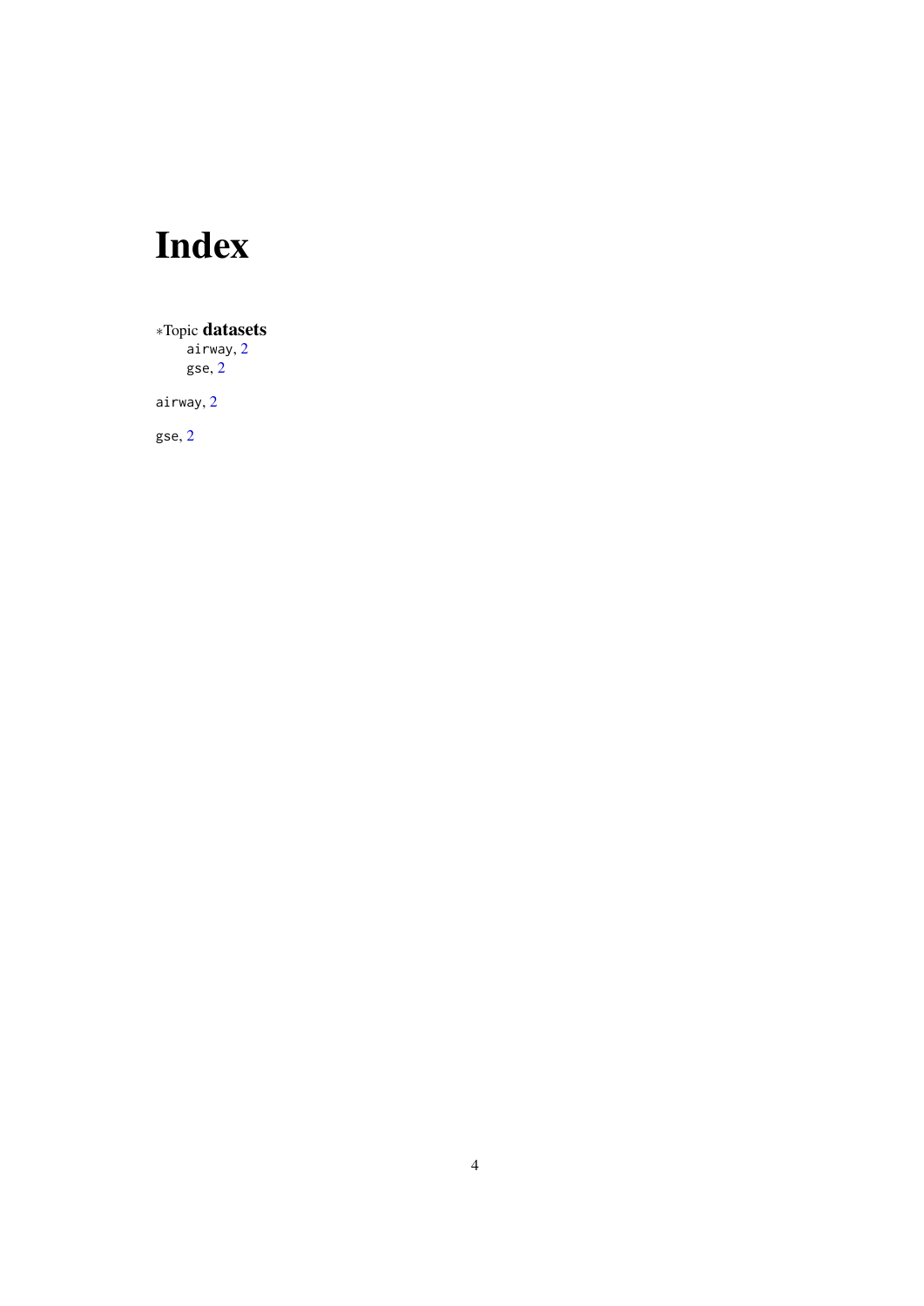# Index

*Topic **datasets**
  airway, 2
  gse, 2

airway, 2

gse, 2